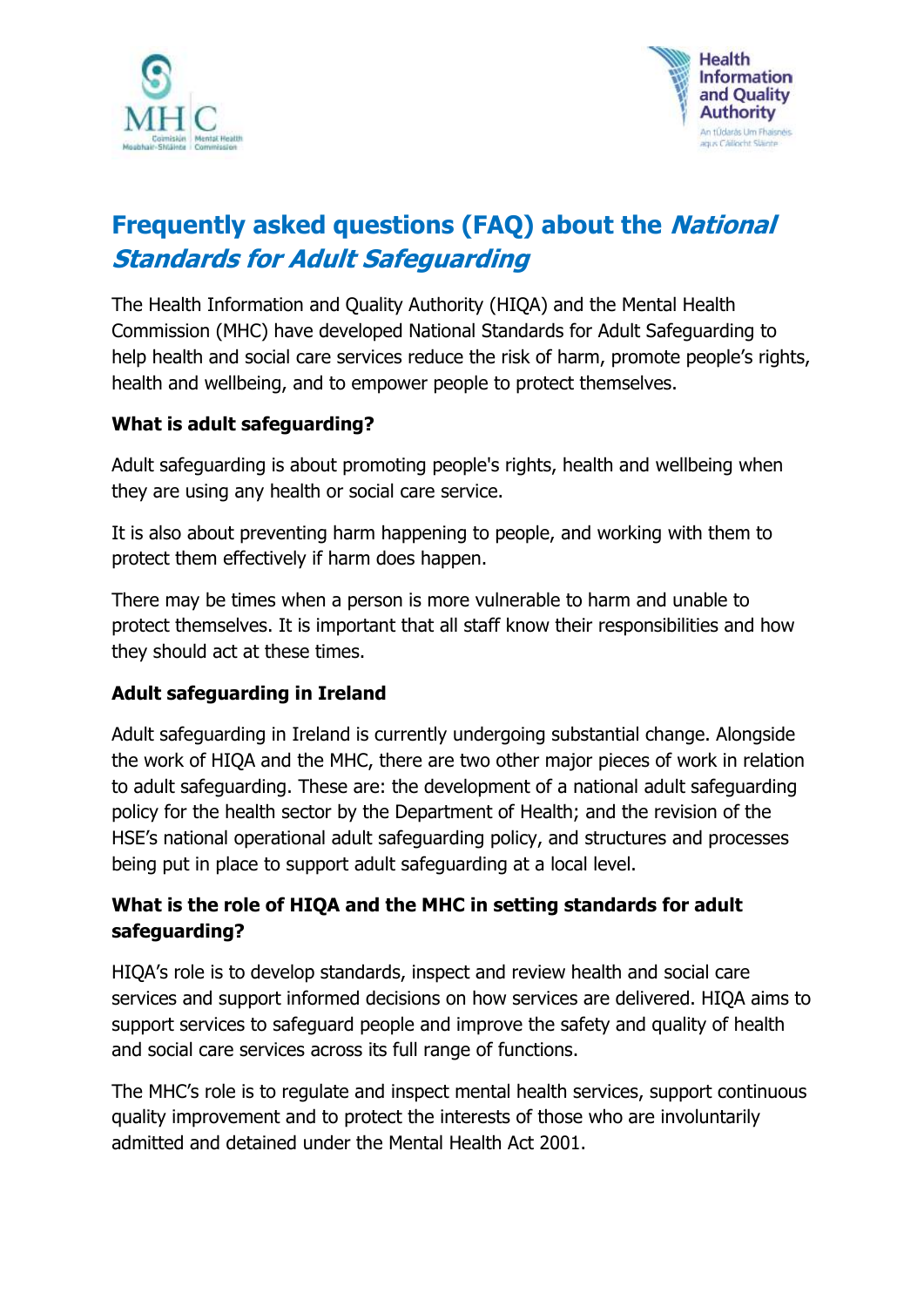# Frequently asked questions (FAQ) about the *National Standards for Adult Safeguarding*

The Health Information and Quality Authority (HIQA) and the Mental Health Commission (MHC) have developed National Standards for Adult Safeguarding to help health and social care services reduce the risk of harm, promote people's rights, health and wellbeing, and to empower people to protect themselves.

**What is adult safeguarding?**

Adult safeguarding is about promoting people's rights, health and wellbeing when they are using any health or social care service.

It is also about preventing harm happening to people, and working with them to protect them effectively if harm does happen.

There may be times when a person is more vulnerable to harm and unable to protect themselves. It is important that all staff know their responsibilities and how they should act at these times.

**Adult safeguarding in Ireland**

Adult safeguarding in Ireland is currently undergoing substantial change. Alongside the work of HIQA and the MHC, there are two other major pieces of work in relation to adult safeguarding. These are: the development of a national adult safeguarding policy for the health sector by the Department of Health; and the revision of the HSE's national operational adult safeguarding policy, and structures and processes being put in place to support adult safeguarding at a local level.

**What is the role of HIQA and the MHC in setting standards for adult safeguarding?**

HIQA's role is to develop standards, inspect and review health and social care services and support informed decisions on how services are delivered. HIQA aims to support services to safeguard people and improve the safety and quality of health and social care services across its full range of functions.

The MHC's role is to regulate and inspect mental health services, support continuous quality improvement and to protect the interests of those who are involuntarily admitted and detained under the Mental Health Act 2001.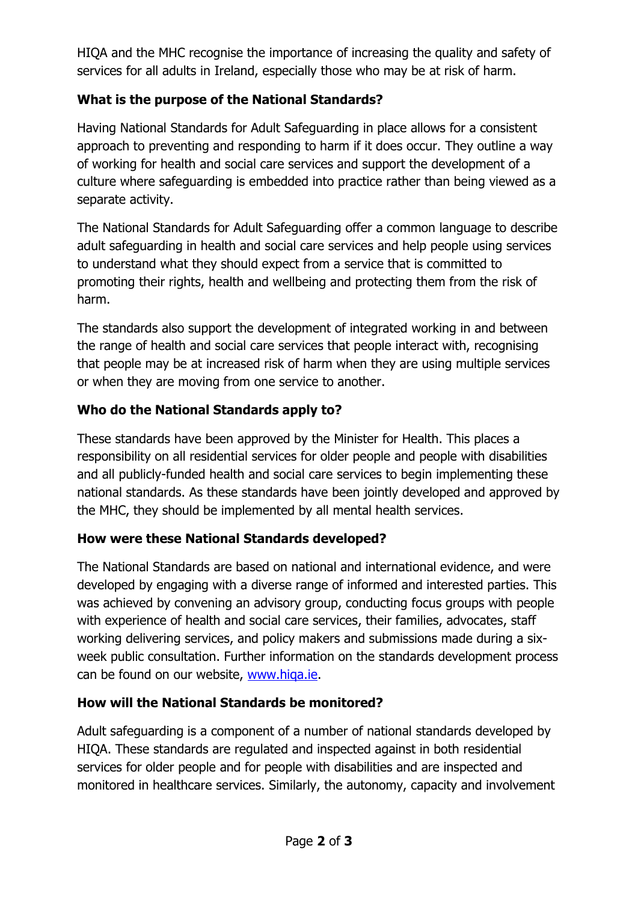HIQA and the MHC recognise the importance of increasing the quality and safety of services for all adults in Ireland, especially those who may be at risk of harm.

**What is the purpose of the National Standards?**

Having National Standards for Adult Safeguarding in place allows for a consistent approach to preventing and responding to harm if it does occur. They outline a way of working for health and social care services and support the development of a culture where safeguarding is embedded into practice rather than being viewed as a separate activity.

The National Standards for Adult Safeguarding offer a common language to describe adult safeguarding in health and social care services and help people using services to understand what they should expect from a service that is committed to promoting their rights, health and wellbeing and protecting them from the risk of harm.

The standards also support the development of integrated working in and between the range of health and social care services that people interact with, recognising that people may be at increased risk of harm when they are using multiple services or when they are moving from one service to another.

**Who do the National Standards apply to?**

These standards have been approved by the Minister for Health. This places a responsibility on all residential services for older people and people with disabilities and all publicly-funded health and social care services to begin implementing these national standards. As these standards have been jointly developed and approved by the MHC, they should be implemented by all mental health services.

**How were these National Standards developed?**

The National Standards are based on national and international evidence, and were developed by engaging with a diverse range of informed and interested parties. This was achieved by convening an advisory group, conducting focus groups with people with experience of health and social care services, their families, advocates, staff working delivering services, and policy makers and submissions made during a six-week public consultation. Further information on the standards development process can be found on our website, [www.hiqa.ie](http://www.hiqa.ie).

**How will the National Standards be monitored?**

Adult safeguarding is a component of a number of national standards developed by HIQA. These standards are regulated and inspected against in both residential services for older people and for people with disabilities and are inspected and monitored in healthcare services. Similarly, the autonomy, capacity and involvement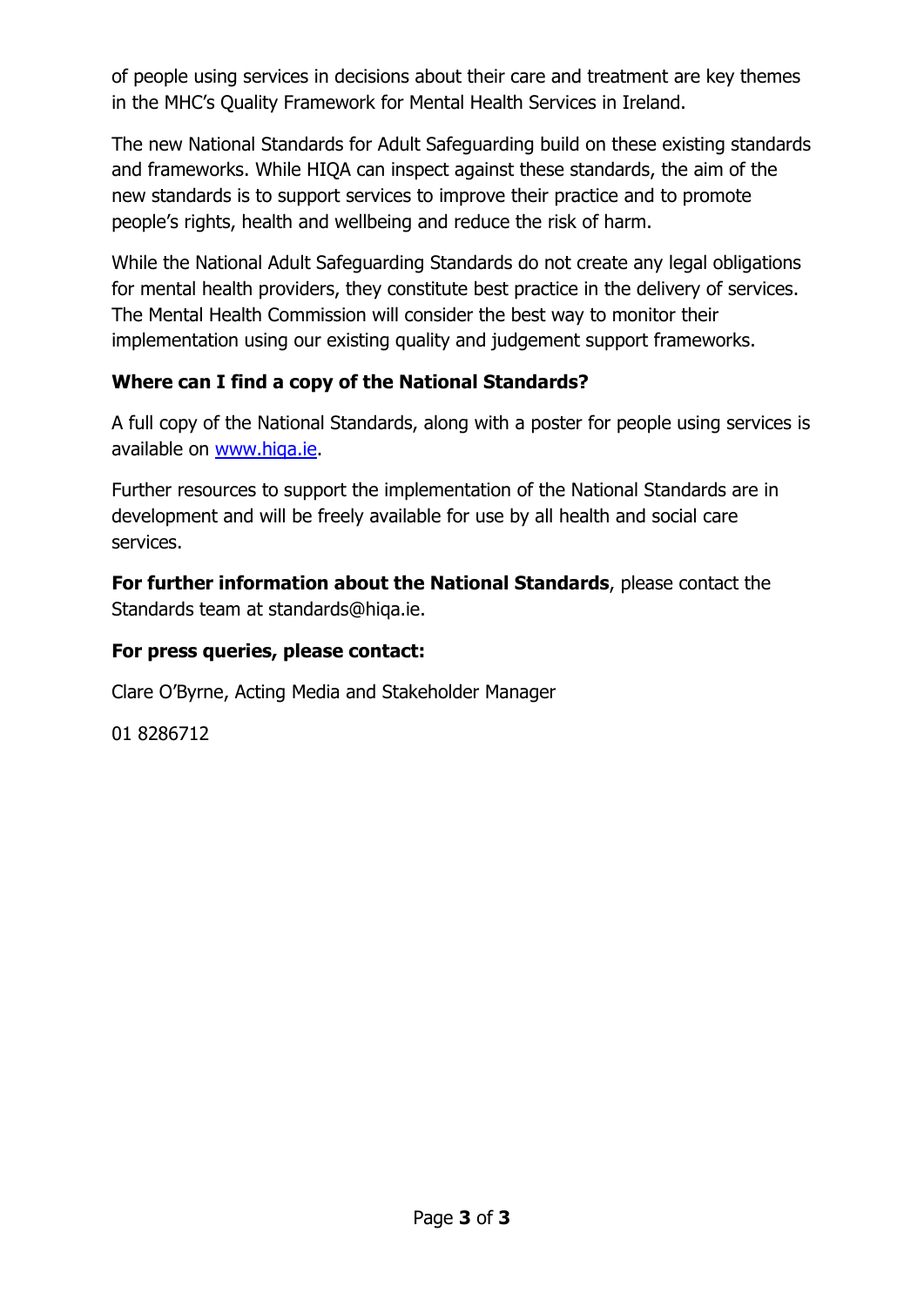of people using services in decisions about their care and treatment are key themes in the MHC's Quality Framework for Mental Health Services in Ireland.

The new National Standards for Adult Safeguarding build on these existing standards and frameworks. While HIQA can inspect against these standards, the aim of the new standards is to support services to improve their practice and to promote people's rights, health and wellbeing and reduce the risk of harm.

While the National Adult Safeguarding Standards do not create any legal obligations for mental health providers, they constitute best practice in the delivery of services. The Mental Health Commission will consider the best way to monitor their implementation using our existing quality and judgement support frameworks.

**Where can I find a copy of the National Standards?**

A full copy of the National Standards, along with a poster for people using services is available on [www.hiqa.ie](http://www.hiqa.ie).

Further resources to support the implementation of the National Standards are in development and will be freely available for use by all health and social care services.

**For further information about the National Standards**, please contact the Standards team at standards@hiqa.ie.

**For press queries, please contact:**

Clare O'Byrne, Acting Media and Stakeholder Manager

01 8286712